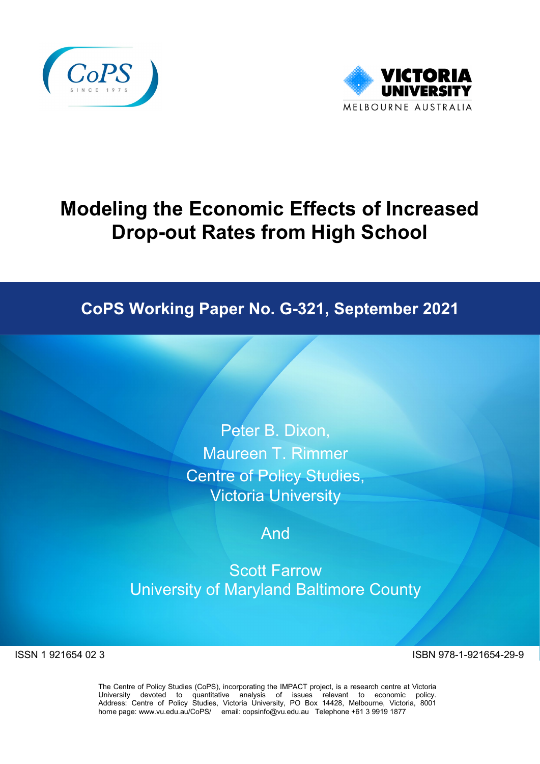# Modeling the Economic Effects of Increased Drop-out Rates from High School

## CoPS Working Paper No. G-321, September 2021

Peter B. Dixon,
Maureen T. Rimmer
Centre of Policy Studies,
Victoria University

And

Scott Farrow
University of Maryland Baltimore County

ISSN 1 921654 02 3

ISBN 978-1-921654-29-9

The Centre of Policy Studies (CoPS), incorporating the IMPACT project, is a research centre at Victoria University devoted to quantitative analysis of issues relevant to economic policy. Address: Centre of Policy Studies, Victoria University, PO Box 14428, Melbourne, Victoria, 8001 home page: www.vu.edu.au/CoPS/ email: copsinfo@vu.edu.au Telephone +61 3 9919 1877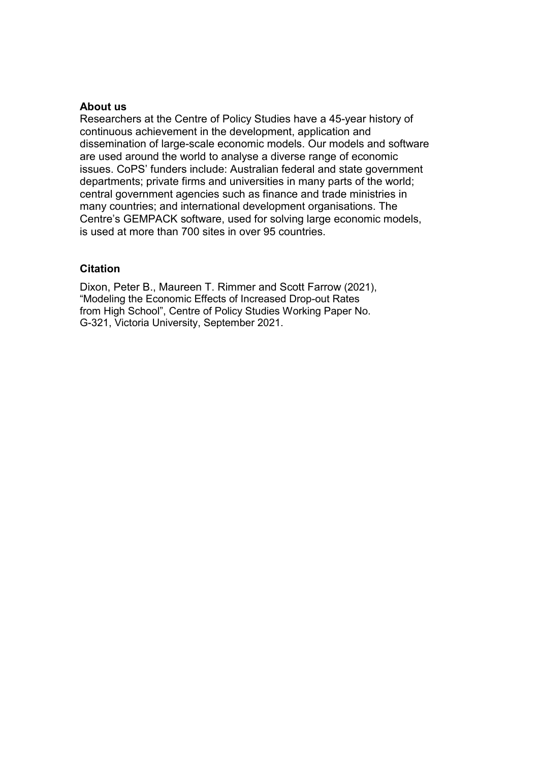**About us**

Researchers at the Centre of Policy Studies have a 45-year history of continuous achievement in the development, application and dissemination of large-scale economic models. Our models and software are used around the world to analyse a diverse range of economic issues. CoPS' funders include: Australian federal and state government departments; private firms and universities in many parts of the world; central government agencies such as finance and trade ministries in many countries; and international development organisations. The Centre's GEMPACK software, used for solving large economic models, is used at more than 700 sites in over 95 countries.

**Citation**

Dixon, Peter B., Maureen T. Rimmer and Scott Farrow (2021), "Modeling the Economic Effects of Increased Drop-out Rates from High School", Centre of Policy Studies Working Paper No. G-321, Victoria University, September 2021.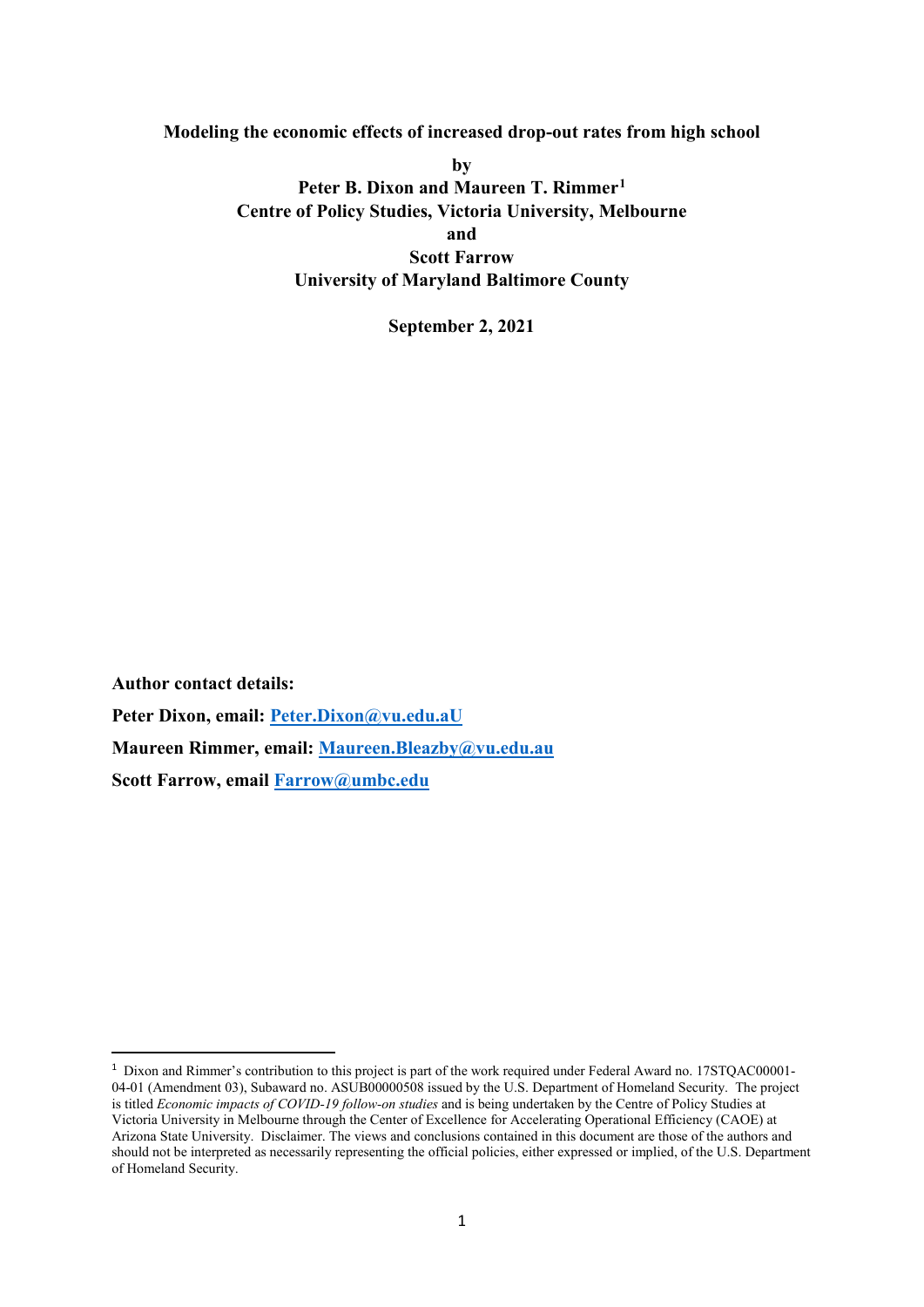**Modeling the economic effects of increased drop-out rates from high school**

**by**

**Peter B. Dixon and Maureen T. Rimmer**[1]

**Centre of Policy Studies, Victoria University, Melbourne**

**and**

**Scott Farrow**

**University of Maryland Baltimore County**

**September 2, 2021**

**Author contact details:**

**Peter Dixon, email: [Peter.Dixon@vu.edu.aU](mailto:Peter.Dixon@vu.edu.aU)**

**Maureen Rimmer, email: [Maureen.Bleazby@vu.edu.au](mailto:Maureen.Bleazby@vu.edu.au)**

**Scott Farrow, email [Farrow@umbc.edu](mailto:Farrow@umbc.edu)**

---

[1] Dixon and Rimmer's contribution to this project is part of the work required under Federal Award no. 17STQAC00001-04-01 (Amendment 03), Subaward no. ASUB00000508 issued by the U.S. Department of Homeland Security. The project is titled *Economic impacts of COVID-19 follow-on studies* and is being undertaken by the Centre of Policy Studies at Victoria University in Melbourne through the Center of Excellence for Accelerating Operational Efficiency (CAOE) at Arizona State University. Disclaimer. The views and conclusions contained in this document are those of the authors and should not be interpreted as necessarily representing the official policies, either expressed or implied, of the U.S. Department of Homeland Security.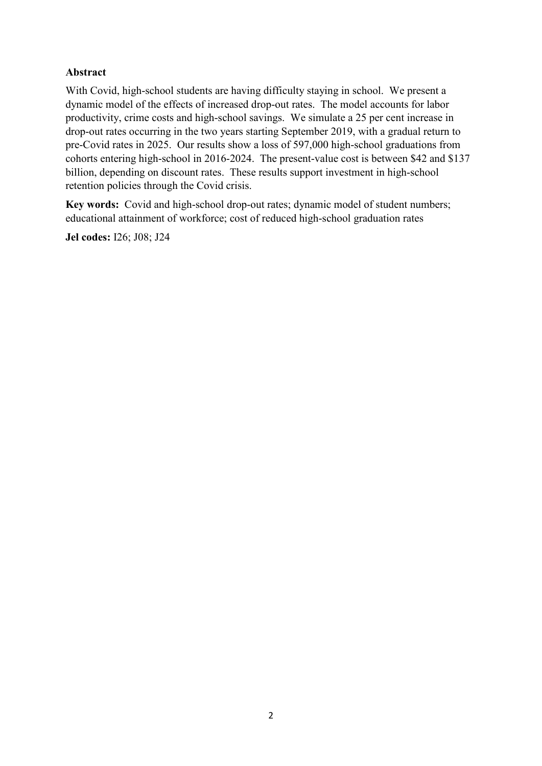**Abstract**

With Covid, high-school students are having difficulty staying in school. We present a dynamic model of the effects of increased drop-out rates. The model accounts for labor productivity, crime costs and high-school savings. We simulate a 25 per cent increase in drop-out rates occurring in the two years starting September 2019, with a gradual return to pre-Covid rates in 2025. Our results show a loss of 597,000 high-school graduations from cohorts entering high-school in 2016-2024. The present-value cost is between $42 and $137 billion, depending on discount rates. These results support investment in high-school retention policies through the Covid crisis.

**Key words:** Covid and high-school drop-out rates; dynamic model of student numbers; educational attainment of workforce; cost of reduced high-school graduation rates

**Jel codes:** I26; J08; J24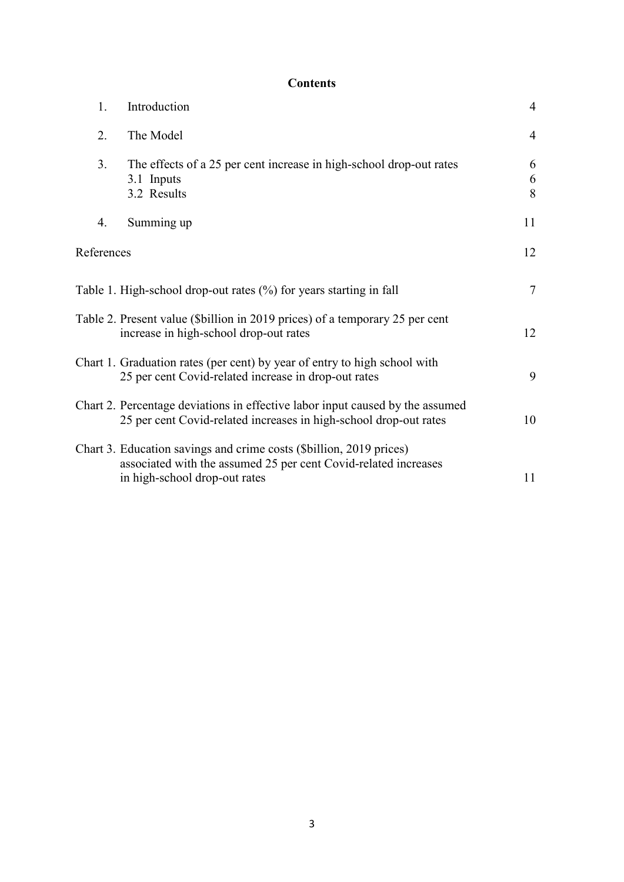**Contents**

| | | |
|---|---|---|
| 1. | Introduction | 4 |
| 2. | The Model | 4 |
| 3. | The effects of a 25 per cent increase in high-school drop-out rates | 6 |
| | 3.1 Inputs | 6 |
| | 3.2 Results | 8 |
| 4. | Summing up | 11 |
| References | | 12 |

| | |
|---|---|
| Table 1. High-school drop-out rates (%) for years starting in fall | 7 |
| Table 2. Present value ($billion in 2019 prices) of a temporary 25 per cent increase in high-school drop-out rates | 12 |
| Chart 1. Graduation rates (per cent) by year of entry to high school with 25 per cent Covid-related increase in drop-out rates | 9 |
| Chart 2. Percentage deviations in effective labor input caused by the assumed 25 per cent Covid-related increases in high-school drop-out rates | 10 |
| Chart 3. Education savings and crime costs ($billion, 2019 prices) associated with the assumed 25 per cent Covid-related increases in high-school drop-out rates | 11 |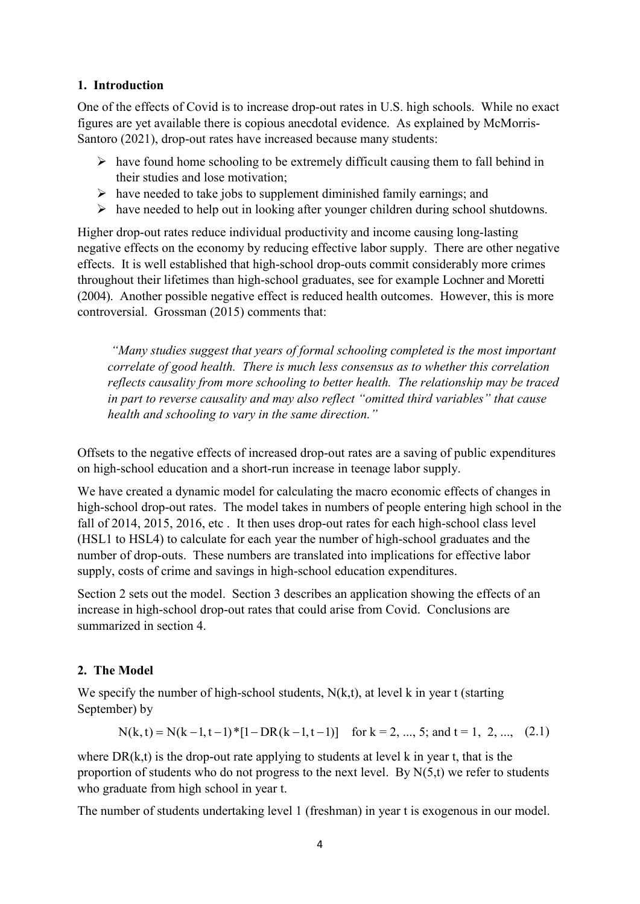## 1. Introduction

One of the effects of Covid is to increase drop-out rates in U.S. high schools. While no exact figures are yet available there is copious anecdotal evidence. As explained by McMorris-Santoro (2021), drop-out rates have increased because many students:

- have found home schooling to be extremely difficult causing them to fall behind in their studies and lose motivation;
- have needed to take jobs to supplement diminished family earnings; and
- have needed to help out in looking after younger children during school shutdowns.

Higher drop-out rates reduce individual productivity and income causing long-lasting negative effects on the economy by reducing effective labor supply. There are other negative effects. It is well established that high-school drop-outs commit considerably more crimes throughout their lifetimes than high-school graduates, see for example Lochner and Moretti (2004). Another possible negative effect is reduced health outcomes. However, this is more controversial. Grossman (2015) comments that:

> *"Many studies suggest that years of formal schooling completed is the most important correlate of good health. There is much less consensus as to whether this correlation reflects causality from more schooling to better health. The relationship may be traced in part to reverse causality and may also reflect "omitted third variables" that cause health and schooling to vary in the same direction."*

Offsets to the negative effects of increased drop-out rates are a saving of public expenditures on high-school education and a short-run increase in teenage labor supply.

We have created a dynamic model for calculating the macro economic effects of changes in high-school drop-out rates. The model takes in numbers of people entering high school in the fall of 2014, 2015, 2016, etc . It then uses drop-out rates for each high-school class level (HSL1 to HSL4) to calculate for each year the number of high-school graduates and the number of drop-outs. These numbers are translated into implications for effective labor supply, costs of crime and savings in high-school education expenditures.

Section 2 sets out the model. Section 3 describes an application showing the effects of an increase in high-school drop-out rates that could arise from Covid. Conclusions are summarized in section 4.

## 2. The Model

We specify the number of high-school students, $N(k,t)$, at level k in year t (starting September) by

$$N(k,t) = N(k-1,t-1) * [1 - DR(k-1,t-1)] \quad \text{for } k = 2, ..., 5; \text{ and } t = 1, 2, ..., \qquad (2.1)$$

where $DR(k,t)$ is the drop-out rate applying to students at level k in year t, that is the proportion of students who do not progress to the next level. By $N(5,t)$ we refer to students who graduate from high school in year t.

The number of students undertaking level 1 (freshman) in year t is exogenous in our model.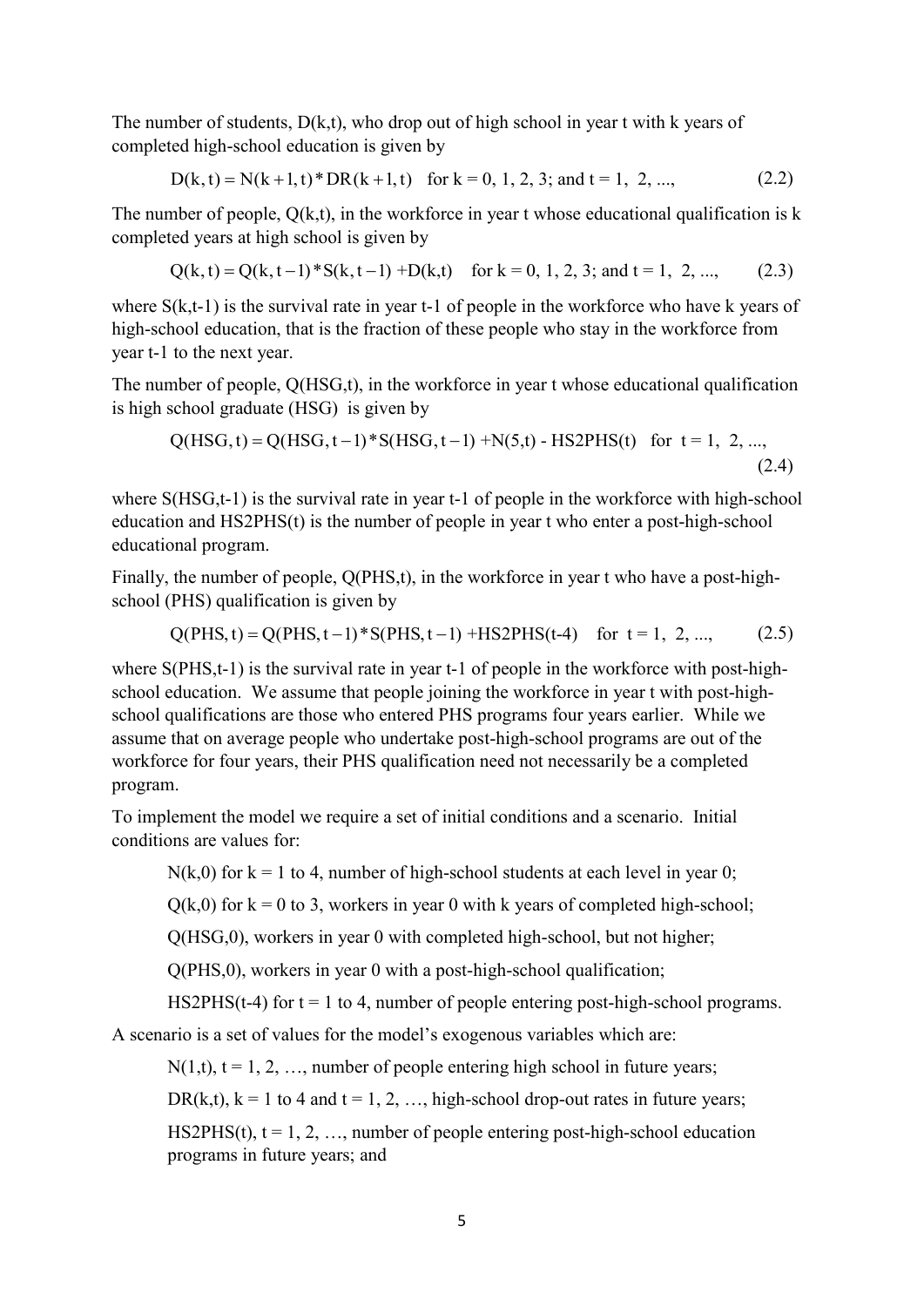The number of students, $D(k,t)$, who drop out of high school in year t with k years of completed high-school education is given by

$$D(k,t) = N(k+1,t) * DR(k+1,t) \quad \text{for } k = 0, 1, 2, 3; \text{ and } t = 1, 2, ..., \tag{2.2}$$

The number of people, $Q(k,t)$, in the workforce in year t whose educational qualification is k completed years at high school is given by

$$Q(k,t) = Q(k,t-1) * S(k,t-1) + D(k,t) \quad \text{for } k = 0, 1, 2, 3; \text{ and } t = 1, 2, ..., \tag{2.3}$$

where $S(k,t\text{-}1)$ is the survival rate in year t-1 of people in the workforce who have k years of high-school education, that is the fraction of these people who stay in the workforce from year t-1 to the next year.

The number of people, $Q(HSG,t)$, in the workforce in year t whose educational qualification is high school graduate (HSG) is given by

$$Q(HSG,t) = Q(HSG,t-1) * S(HSG,t-1) + N(5,t) - HS2PHS(t) \quad \text{for } t = 1, 2, ..., \tag{2.4}$$

where $S(HSG,t\text{-}1)$ is the survival rate in year t-1 of people in the workforce with high-school education and $HS2PHS(t)$ is the number of people in year t who enter a post-high-school educational program.

Finally, the number of people, $Q(PHS,t)$, in the workforce in year t who have a post-high-school (PHS) qualification is given by

$$Q(PHS,t) = Q(PHS,t-1) * S(PHS,t-1) + HS2PHS(t-4) \quad \text{for } t = 1, 2, ..., \tag{2.5}$$

where $S(PHS,t\text{-}1)$ is the survival rate in year t-1 of people in the workforce with post-high-school education. We assume that people joining the workforce in year t with post-high-school qualifications are those who entered PHS programs four years earlier. While we assume that on average people who undertake post-high-school programs are out of the workforce for four years, their PHS qualification need not necessarily be a completed program.

To implement the model we require a set of initial conditions and a scenario. Initial conditions are values for:

- $N(k,0)$ for k = 1 to 4, number of high-school students at each level in year 0;
- $Q(k,0)$ for k = 0 to 3, workers in year 0 with k years of completed high-school;
- $Q(HSG,0)$, workers in year 0 with completed high-school, but not higher;
- $Q(PHS,0)$, workers in year 0 with a post-high-school qualification;
- $HS2PHS(t\text{-}4)$ for t = 1 to 4, number of people entering post-high-school programs.

A scenario is a set of values for the model's exogenous variables which are:

- $N(1,t)$, t = 1, 2, …, number of people entering high school in future years;
- $DR(k,t)$, k = 1 to 4 and t = 1, 2, …, high-school drop-out rates in future years;
- $HS2PHS(t)$, t = 1, 2, …, number of people entering post-high-school education programs in future years; and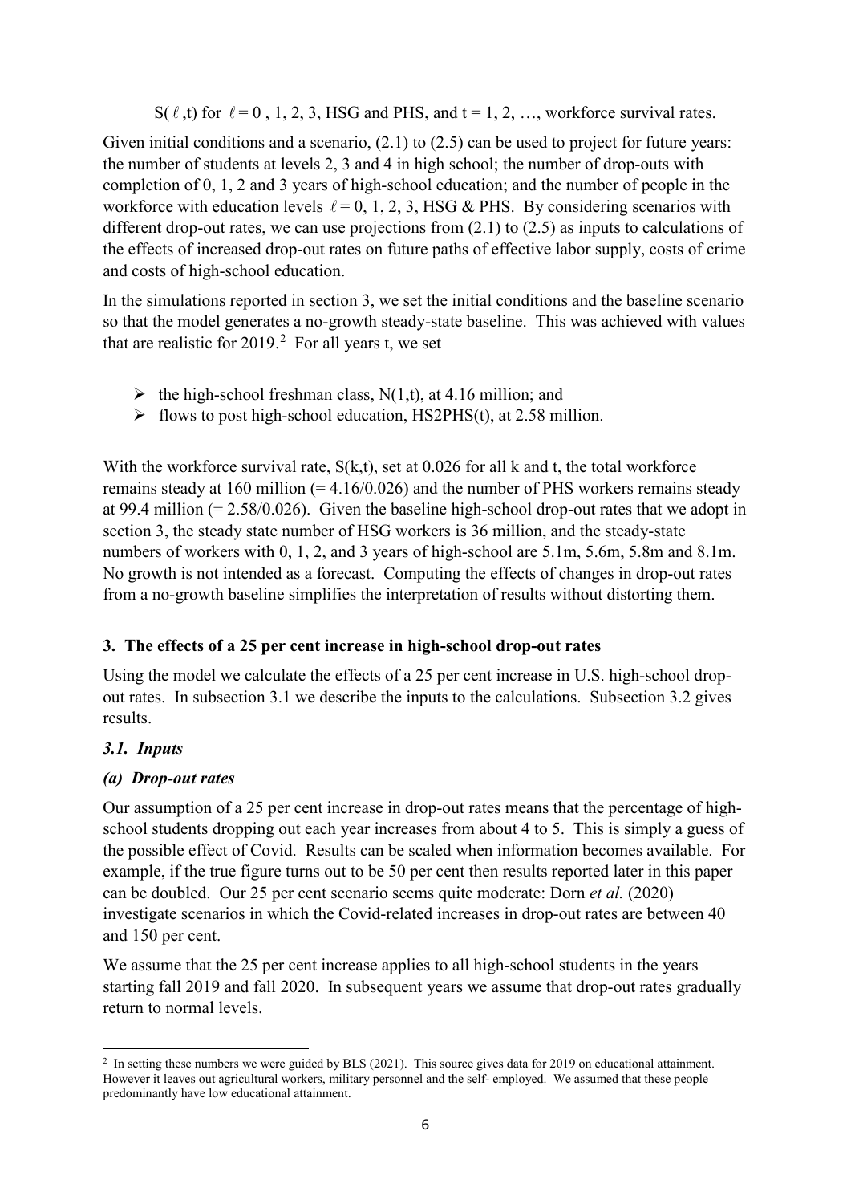$S(\ell, t)$ for $\ell = 0, 1, 2, 3$, HSG and PHS, and $t = 1, 2, \ldots$, workforce survival rates.

Given initial conditions and a scenario, (2.1) to (2.5) can be used to project for future years: the number of students at levels 2, 3 and 4 in high school; the number of drop-outs with completion of 0, 1, 2 and 3 years of high-school education; and the number of people in the workforce with education levels $\ell = 0, 1, 2, 3$, HSG & PHS. By considering scenarios with different drop-out rates, we can use projections from (2.1) to (2.5) as inputs to calculations of the effects of increased drop-out rates on future paths of effective labor supply, costs of crime and costs of high-school education.

In the simulations reported in section 3, we set the initial conditions and the baseline scenario so that the model generates a no-growth steady-state baseline. This was achieved with values that are realistic for 2019.[2] For all years t, we set

- the high-school freshman class, $N(1,t)$, at 4.16 million; and
- flows to post high-school education, $HS2PHS(t)$, at 2.58 million.

With the workforce survival rate, $S(k,t)$, set at 0.026 for all k and t, the total workforce remains steady at 160 million (= 4.16/0.026) and the number of PHS workers remains steady at 99.4 million (= 2.58/0.026). Given the baseline high-school drop-out rates that we adopt in section 3, the steady state number of HSG workers is 36 million, and the steady-state numbers of workers with 0, 1, 2, and 3 years of high-school are 5.1m, 5.6m, 5.8m and 8.1m. No growth is not intended as a forecast. Computing the effects of changes in drop-out rates from a no-growth baseline simplifies the interpretation of results without distorting them.

## 3. The effects of a 25 per cent increase in high-school drop-out rates

Using the model we calculate the effects of a 25 per cent increase in U.S. high-school drop-out rates. In subsection 3.1 we describe the inputs to the calculations. Subsection 3.2 gives results.

### *3.1. Inputs*

#### *(a) Drop-out rates*

Our assumption of a 25 per cent increase in drop-out rates means that the percentage of high-school students dropping out each year increases from about 4 to 5. This is simply a guess of the possible effect of Covid. Results can be scaled when information becomes available. For example, if the true figure turns out to be 50 per cent then results reported later in this paper can be doubled. Our 25 per cent scenario seems quite moderate: Dorn *et al.* (2020) investigate scenarios in which the Covid-related increases in drop-out rates are between 40 and 150 per cent.

We assume that the 25 per cent increase applies to all high-school students in the years starting fall 2019 and fall 2020. In subsequent years we assume that drop-out rates gradually return to normal levels.

---

[2] In setting these numbers we were guided by BLS (2021). This source gives data for 2019 on educational attainment. However it leaves out agricultural workers, military personnel and the self- employed. We assumed that these people predominantly have low educational attainment.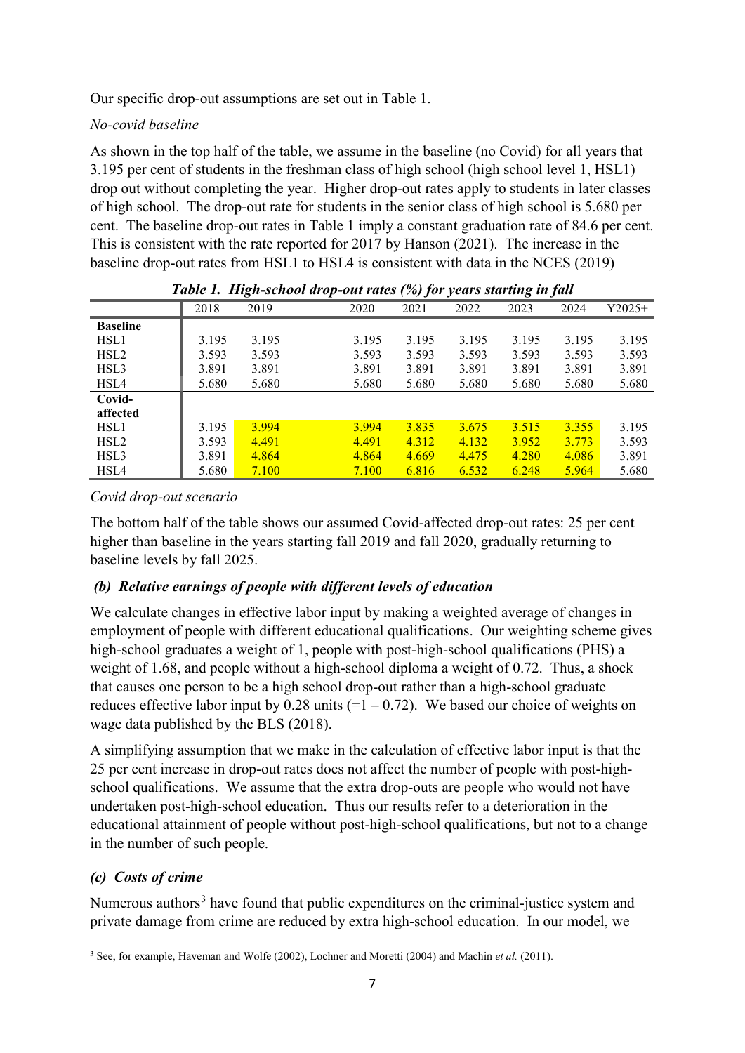Our specific drop-out assumptions are set out in Table 1.

*No-covid baseline*

As shown in the top half of the table, we assume in the baseline (no Covid) for all years that 3.195 per cent of students in the freshman class of high school (high school level 1, HSL1) drop out without completing the year. Higher drop-out rates apply to students in later classes of high school. The drop-out rate for students in the senior class of high school is 5.680 per cent. The baseline drop-out rates in Table 1 imply a constant graduation rate of 84.6 per cent. This is consistent with the rate reported for 2017 by Hanson (2021). The increase in the baseline drop-out rates from HSL1 to HSL4 is consistent with data in the NCES (2019)

***Table 1. High-school drop-out rates (%) for years starting in fall***

| | 2018 | 2019 | 2020 | 2021 | 2022 | 2023 | 2024 | Y2025+ |
|---|---|---|---|---|---|---|---|---|
| **Baseline** | | | | | | | | |
| HSL1 | 3.195 | 3.195 | 3.195 | 3.195 | 3.195 | 3.195 | 3.195 | 3.195 |
| HSL2 | 3.593 | 3.593 | 3.593 | 3.593 | 3.593 | 3.593 | 3.593 | 3.593 |
| HSL3 | 3.891 | 3.891 | 3.891 | 3.891 | 3.891 | 3.891 | 3.891 | 3.891 |
| HSL4 | 5.680 | 5.680 | 5.680 | 5.680 | 5.680 | 5.680 | 5.680 | 5.680 |
| **Covid-affected** | | | | | | | | |
| HSL1 | 3.195 | 3.994 | 3.994 | 3.835 | 3.675 | 3.515 | 3.355 | 3.195 |
| HSL2 | 3.593 | 4.491 | 4.491 | 4.312 | 4.132 | 3.952 | 3.773 | 3.593 |
| HSL3 | 3.891 | 4.864 | 4.864 | 4.669 | 4.475 | 4.280 | 4.086 | 3.891 |
| HSL4 | 5.680 | 7.100 | 7.100 | 6.816 | 6.532 | 6.248 | 5.964 | 5.680 |

*Covid drop-out scenario*

The bottom half of the table shows our assumed Covid-affected drop-out rates: 25 per cent higher than baseline in the years starting fall 2019 and fall 2020, gradually returning to baseline levels by fall 2025.

### *(b) Relative earnings of people with different levels of education*

We calculate changes in effective labor input by making a weighted average of changes in employment of people with different educational qualifications. Our weighting scheme gives high-school graduates a weight of 1, people with post-high-school qualifications (PHS) a weight of 1.68, and people without a high-school diploma a weight of 0.72. Thus, a shock that causes one person to be a high school drop-out rather than a high-school graduate reduces effective labor input by 0.28 units (=1 – 0.72). We based our choice of weights on wage data published by the BLS (2018).

A simplifying assumption that we make in the calculation of effective labor input is that the 25 per cent increase in drop-out rates does not affect the number of people with post-high-school qualifications. We assume that the extra drop-outs are people who would not have undertaken post-high-school education. Thus our results refer to a deterioration in the educational attainment of people without post-high-school qualifications, but not to a change in the number of such people.

### *(c) Costs of crime*

Numerous authors[3] have found that public expenditures on the criminal-justice system and private damage from crime are reduced by extra high-school education. In our model, we

[3] See, for example, Haveman and Wolfe (2002), Lochner and Moretti (2004) and Machin *et al.* (2011).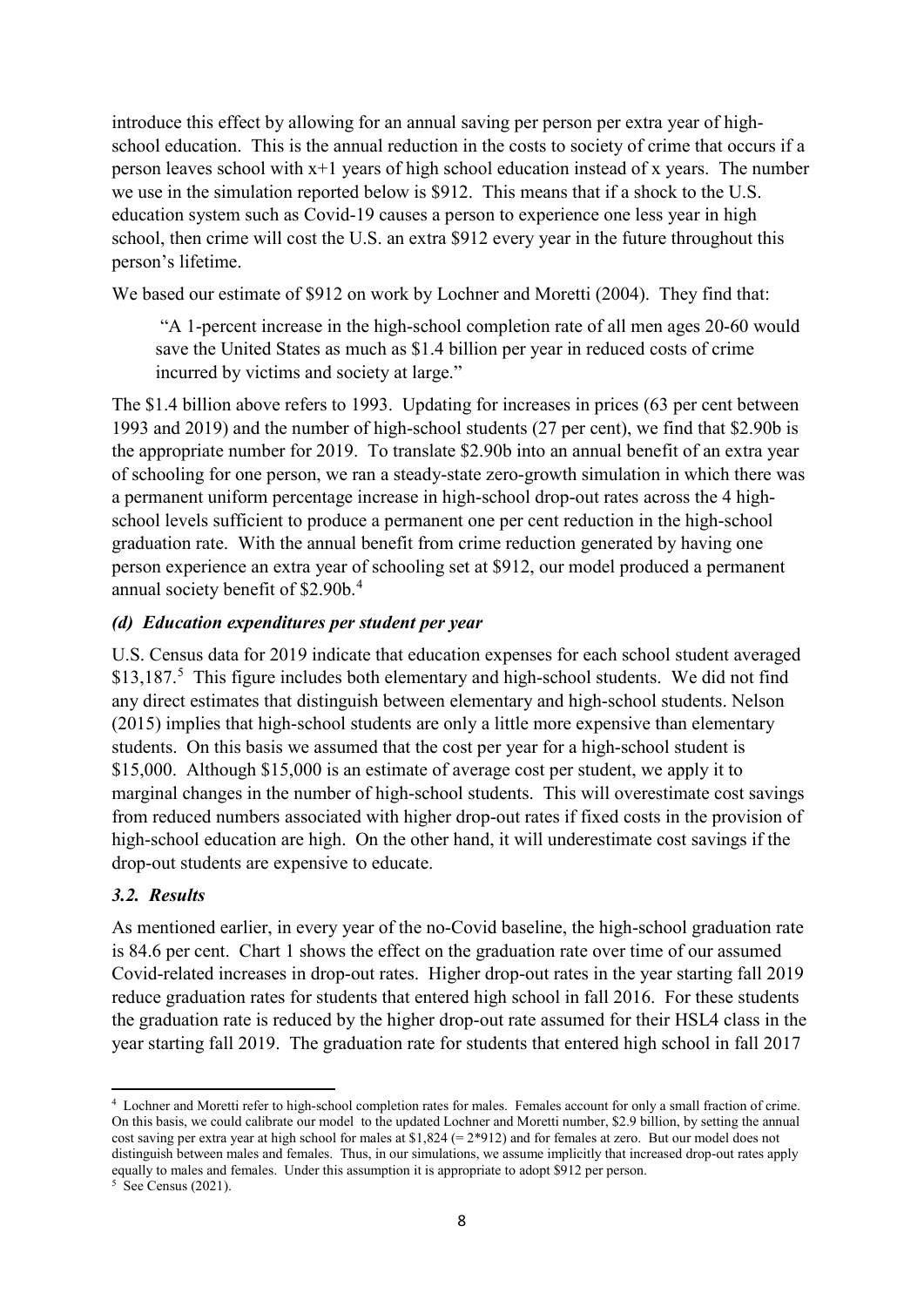introduce this effect by allowing for an annual saving per person per extra year of high-school education. This is the annual reduction in the costs to society of crime that occurs if a person leaves school with x+1 years of high school education instead of x years. The number we use in the simulation reported below is $912. This means that if a shock to the U.S. education system such as Covid-19 causes a person to experience one less year in high school, then crime will cost the U.S. an extra $912 every year in the future throughout this person's lifetime.

We based our estimate of $912 on work by Lochner and Moretti (2004). They find that:

> "A 1-percent increase in the high-school completion rate of all men ages 20-60 would save the United States as much as $1.4 billion per year in reduced costs of crime incurred by victims and society at large."

The $1.4 billion above refers to 1993. Updating for increases in prices (63 per cent between 1993 and 2019) and the number of high-school students (27 per cent), we find that $2.90b is the appropriate number for 2019. To translate $2.90b into an annual benefit of an extra year of schooling for one person, we ran a steady-state zero-growth simulation in which there was a permanent uniform percentage increase in high-school drop-out rates across the 4 high-school levels sufficient to produce a permanent one per cent reduction in the high-school graduation rate. With the annual benefit from crime reduction generated by having one person experience an extra year of schooling set at $912, our model produced a permanent annual society benefit of $2.90b.[4]

### *(d) Education expenditures per student per year*

U.S. Census data for 2019 indicate that education expenses for each school student averaged $13,187.[5] This figure includes both elementary and high-school students. We did not find any direct estimates that distinguish between elementary and high-school students. Nelson (2015) implies that high-school students are only a little more expensive than elementary students. On this basis we assumed that the cost per year for a high-school student is $15,000. Although $15,000 is an estimate of average cost per student, we apply it to marginal changes in the number of high-school students. This will overestimate cost savings from reduced numbers associated with higher drop-out rates if fixed costs in the provision of high-school education are high. On the other hand, it will underestimate cost savings if the drop-out students are expensive to educate.

## *3.2. Results*

As mentioned earlier, in every year of the no-Covid baseline, the high-school graduation rate is 84.6 per cent. Chart 1 shows the effect on the graduation rate over time of our assumed Covid-related increases in drop-out rates. Higher drop-out rates in the year starting fall 2019 reduce graduation rates for students that entered high school in fall 2016. For these students the graduation rate is reduced by the higher drop-out rate assumed for their HSL4 class in the year starting fall 2019. The graduation rate for students that entered high school in fall 2017

---

[4] Lochner and Moretti refer to high-school completion rates for males. Females account for only a small fraction of crime. On this basis, we could calibrate our model to the updated Lochner and Moretti number, $2.9 billion, by setting the annual cost saving per extra year at high school for males at $1,824 (= 2*912) and for females at zero. But our model does not distinguish between males and females. Thus, in our simulations, we assume implicitly that increased drop-out rates apply equally to males and females. Under this assumption it is appropriate to adopt $912 per person.

[5] See Census (2021).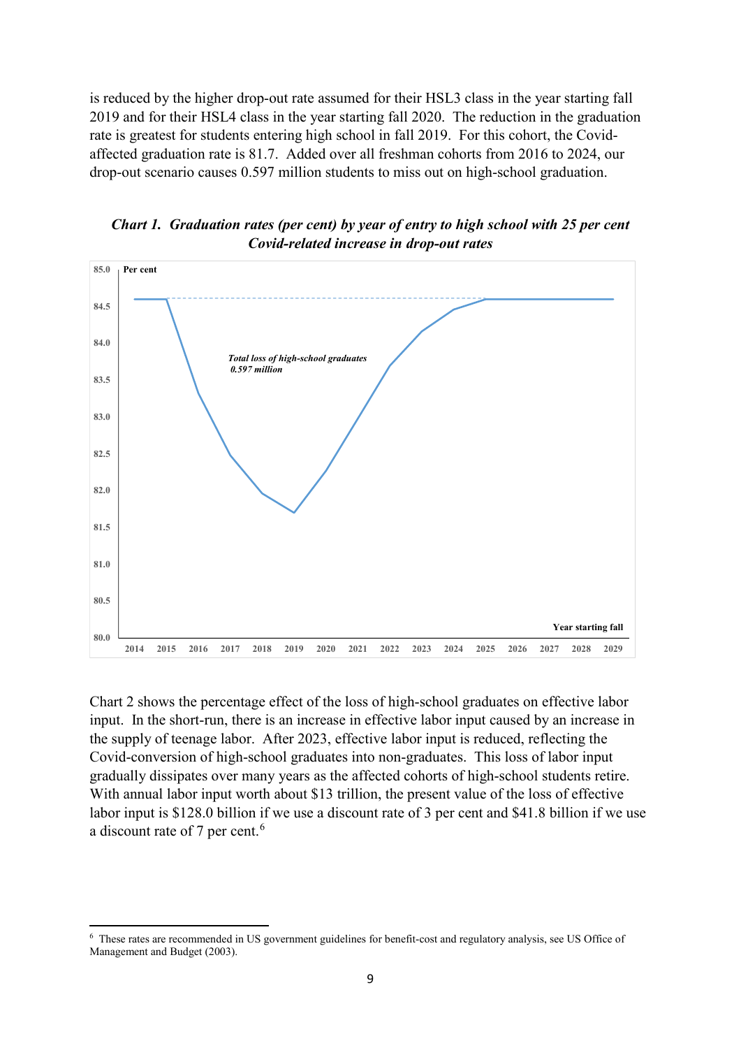is reduced by the higher drop-out rate assumed for their HSL3 class in the year starting fall 2019 and for their HSL4 class in the year starting fall 2020. The reduction in the graduation rate is greatest for students entering high school in fall 2019. For this cohort, the Covid-affected graduation rate is 81.7. Added over all freshman cohorts from 2016 to 2024, our drop-out scenario causes 0.597 million students to miss out on high-school graduation.

***Chart 1. Graduation rates (per cent) by year of entry to high school with 25 per cent Covid-related increase in drop-out rates***

Chart 2 shows the percentage effect of the loss of high-school graduates on effective labor input. In the short-run, there is an increase in effective labor input caused by an increase in the supply of teenage labor. After 2023, effective labor input is reduced, reflecting the Covid-conversion of high-school graduates into non-graduates. This loss of labor input gradually dissipates over many years as the affected cohorts of high-school students retire. With annual labor input worth about $13 trillion, the present value of the loss of effective labor input is $128.0 billion if we use a discount rate of 3 per cent and $41.8 billion if we use a discount rate of 7 per cent.[6]

[6] These rates are recommended in US government guidelines for benefit-cost and regulatory analysis, see US Office of Management and Budget (2003).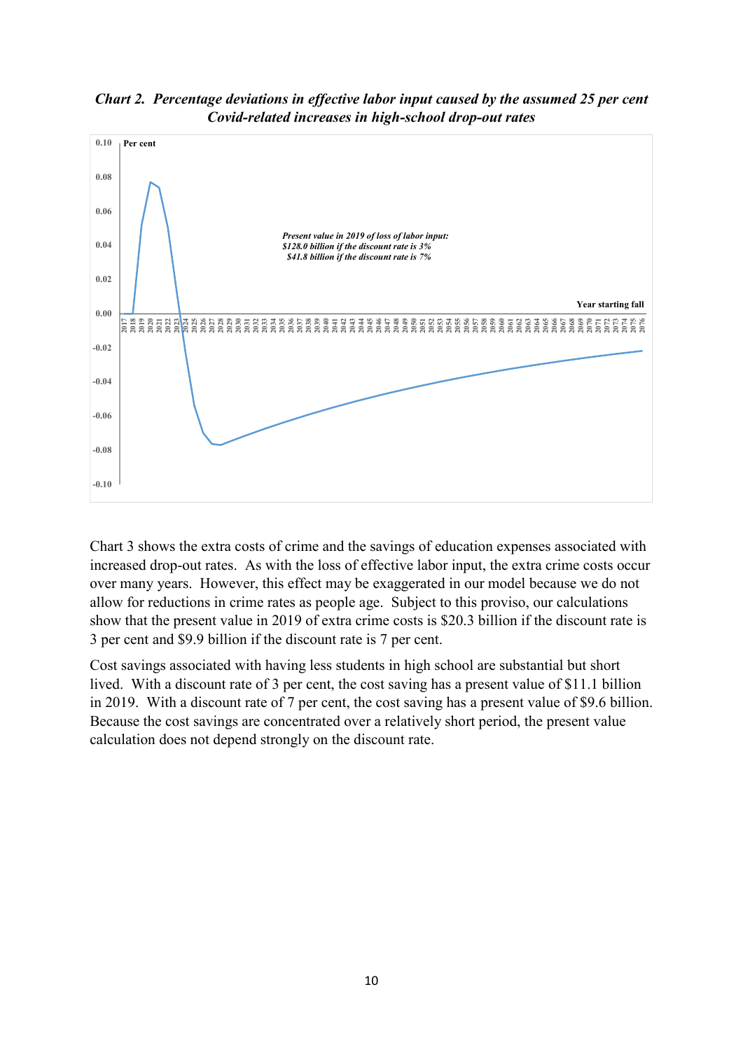***Chart 2. Percentage deviations in effective labor input caused by the assumed 25 per cent Covid-related increases in high-school drop-out rates***

*Present value in 2019 of loss of labor input:*
*$128.0 billion if the discount rate is 3%*
*$41.8 billion if the discount rate is 7%*

Chart 3 shows the extra costs of crime and the savings of education expenses associated with increased drop-out rates. As with the loss of effective labor input, the extra crime costs occur over many years. However, this effect may be exaggerated in our model because we do not allow for reductions in crime rates as people age. Subject to this proviso, our calculations show that the present value in 2019 of extra crime costs is $20.3 billion if the discount rate is 3 per cent and $9.9 billion if the discount rate is 7 per cent.

Cost savings associated with having less students in high school are substantial but short lived. With a discount rate of 3 per cent, the cost saving has a present value of $11.1 billion in 2019. With a discount rate of 7 per cent, the cost saving has a present value of $9.6 billion. Because the cost savings are concentrated over a relatively short period, the present value calculation does not depend strongly on the discount rate.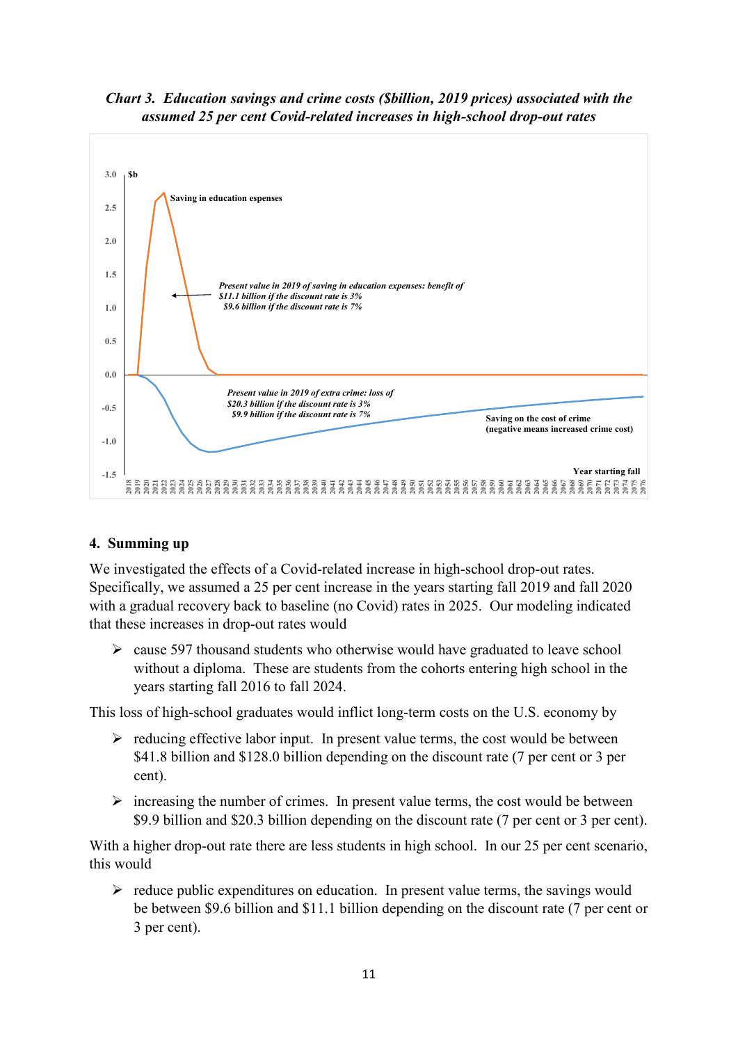***Chart 3. Education savings and crime costs ($billion, 2019 prices) associated with the assumed 25 per cent Covid-related increases in high-school drop-out rates***

## 4. Summing up

We investigated the effects of a Covid-related increase in high-school drop-out rates. Specifically, we assumed a 25 per cent increase in the years starting fall 2019 and fall 2020 with a gradual recovery back to baseline (no Covid) rates in 2025. Our modeling indicated that these increases in drop-out rates would

- cause 597 thousand students who otherwise would have graduated to leave school without a diploma. These are students from the cohorts entering high school in the years starting fall 2016 to fall 2024.

This loss of high-school graduates would inflict long-term costs on the U.S. economy by

- reducing effective labor input. In present value terms, the cost would be between $41.8 billion and $128.0 billion depending on the discount rate (7 per cent or 3 per cent).
- increasing the number of crimes. In present value terms, the cost would be between $9.9 billion and $20.3 billion depending on the discount rate (7 per cent or 3 per cent).

With a higher drop-out rate there are less students in high school. In our 25 per cent scenario, this would

- reduce public expenditures on education. In present value terms, the savings would be between $9.6 billion and $11.1 billion depending on the discount rate (7 per cent or 3 per cent).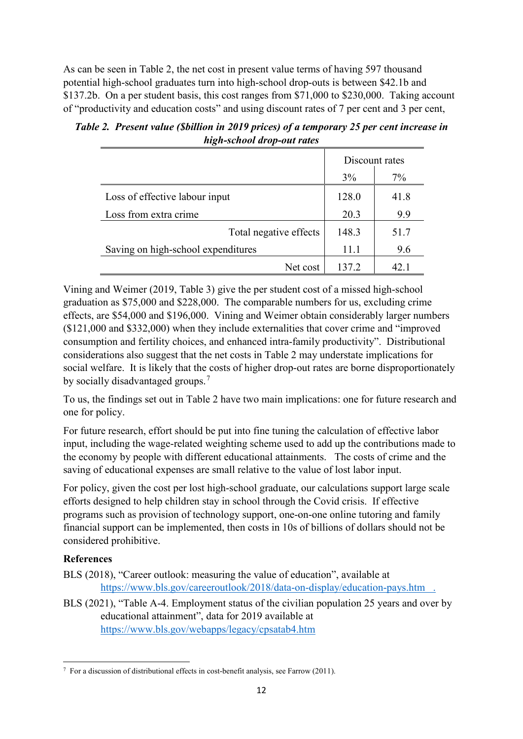As can be seen in Table 2, the net cost in present value terms of having 597 thousand potential high-school graduates turn into high-school drop-outs is between $42.1b and $137.2b. On a per student basis, this cost ranges from $71,000 to $230,000. Taking account of "productivity and education costs" and using discount rates of 7 per cent and 3 per cent,

***Table 2. Present value ($billion in 2019 prices) of a temporary 25 per cent increase in high-school drop-out rates***

| | Discount rates | |
|---|---|---|
| | 3% | 7% |
| Loss of effective labour input | 128.0 | 41.8 |
| Loss from extra crime | 20.3 | 9.9 |
| Total negative effects | 148.3 | 51.7 |
| Saving on high-school expenditures | 11.1 | 9.6 |
| Net cost | 137.2 | 42.1 |

Vining and Weimer (2019, Table 3) give the per student cost of a missed high-school graduation as $75,000 and $228,000. The comparable numbers for us, excluding crime effects, are $54,000 and $196,000. Vining and Weimer obtain considerably larger numbers ($121,000 and $332,000) when they include externalities that cover crime and "improved consumption and fertility choices, and enhanced intra-family productivity". Distributional considerations also suggest that the net costs in Table 2 may understate implications for social welfare. It is likely that the costs of higher drop-out rates are borne disproportionately by socially disadvantaged groups.[7]

To us, the findings set out in Table 2 have two main implications: one for future research and one for policy.

For future research, effort should be put into fine tuning the calculation of effective labor input, including the wage-related weighting scheme used to add up the contributions made to the economy by people with different educational attainments. The costs of crime and the saving of educational expenses are small relative to the value of lost labor input.

For policy, given the cost per lost high-school graduate, our calculations support large scale efforts designed to help children stay in school through the Covid crisis. If effective programs such as provision of technology support, one-on-one online tutoring and family financial support can be implemented, then costs in 10s of billions of dollars should not be considered prohibitive.

**References**

BLS (2018), "Career outlook: measuring the value of education", available at https://www.bls.gov/careeroutlook/2018/data-on-display/education-pays.htm .

BLS (2021), "Table A-4. Employment status of the civilian population 25 years and over by educational attainment", data for 2019 available at https://www.bls.gov/webapps/legacy/cpsatab4.htm

[7] For a discussion of distributional effects in cost-benefit analysis, see Farrow (2011).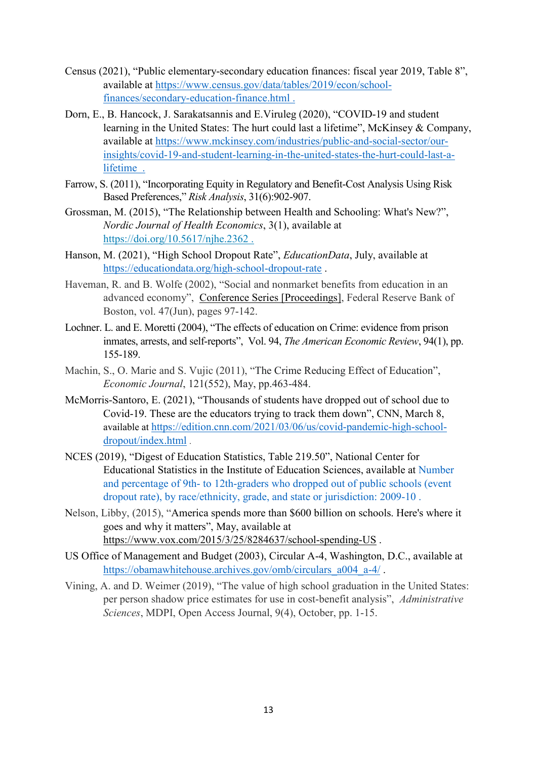Census (2021), "Public elementary-secondary education finances: fiscal year 2019, Table 8", available at https://www.census.gov/data/tables/2019/econ/school-finances/secondary-education-finance.html .

Dorn, E., B. Hancock, J. Sarakatsannis and E.Viruleg (2020), "COVID-19 and student learning in the United States: The hurt could last a lifetime", McKinsey & Company, available at https://www.mckinsey.com/industries/public-and-social-sector/our-insights/covid-19-and-student-learning-in-the-united-states-the-hurt-could-last-a-lifetime .

Farrow, S. (2011), "Incorporating Equity in Regulatory and Benefit-Cost Analysis Using Risk Based Preferences," *Risk Analysis*, 31(6):902-907.

Grossman, M. (2015), "The Relationship between Health and Schooling: What's New?", *Nordic Journal of Health Economics*, 3(1), available at https://doi.org/10.5617/njhe.2362 .

Hanson, M. (2021), "High School Dropout Rate", *EducationData*, July, available at https://educationdata.org/high-school-dropout-rate .

Haveman, R. and B. Wolfe (2002), "Social and nonmarket benefits from education in an advanced economy", Conference Series [Proceedings], Federal Reserve Bank of Boston, vol. 47(Jun), pages 97-142.

Lochner. L. and E. Moretti (2004), "The effects of education on Crime: evidence from prison inmates, arrests, and self-reports", Vol. 94, *The American Economic Review*, 94(1), pp. 155-189.

Machin, S., O. Marie and S. Vujic (2011), "The Crime Reducing Effect of Education", *Economic Journal*, 121(552), May, pp.463-484.

McMorris-Santoro, E. (2021), "Thousands of students have dropped out of school due to Covid-19. These are the educators trying to track them down", CNN, March 8, available at https://edition.cnn.com/2021/03/06/us/covid-pandemic-high-school-dropout/index.html .

NCES (2019), "Digest of Education Statistics, Table 219.50", National Center for Educational Statistics in the Institute of Education Sciences, available at Number and percentage of 9th- to 12th-graders who dropped out of public schools (event dropout rate), by race/ethnicity, grade, and state or jurisdiction: 2009-10 .

Nelson, Libby, (2015), "America spends more than $600 billion on schools. Here's where it goes and why it matters", May, available at https://www.vox.com/2015/3/25/8284637/school-spending-US .

US Office of Management and Budget (2003), Circular A-4, Washington, D.C., available at https://obamawhitehouse.archives.gov/omb/circulars_a004_a-4/ .

Vining, A. and D. Weimer (2019), "The value of high school graduation in the United States: per person shadow price estimates for use in cost-benefit analysis", *Administrative Sciences*, MDPI, Open Access Journal, 9(4), October, pp. 1-15.